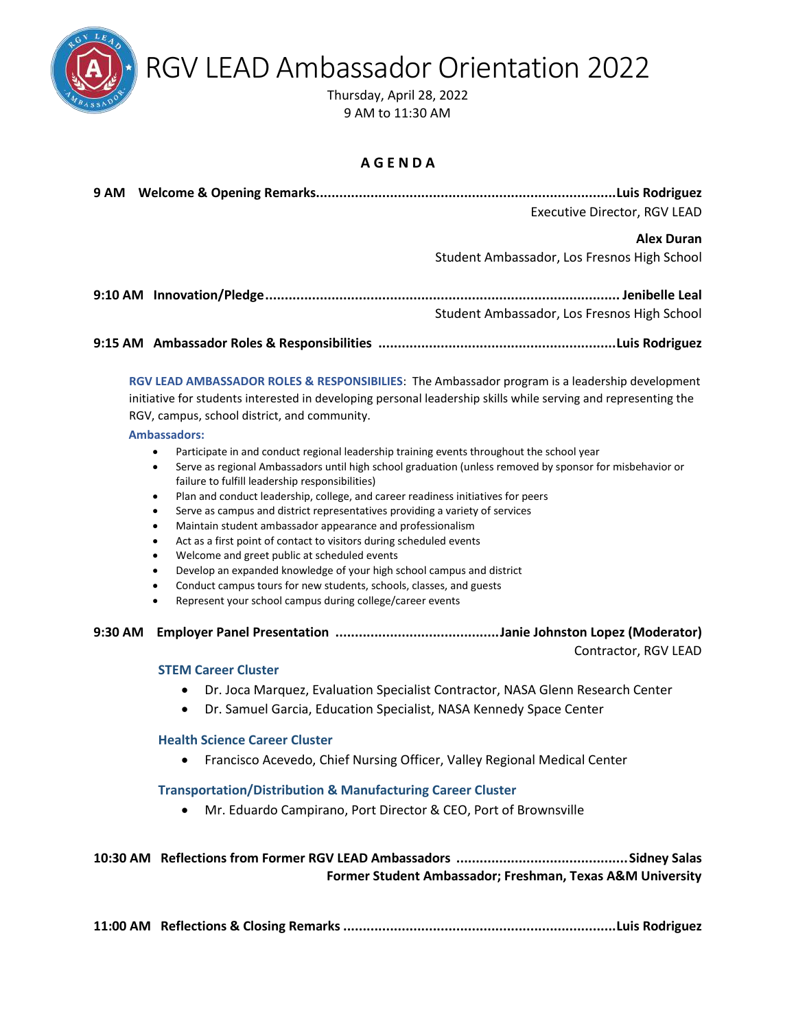# RGV LEAD Ambassador Orientation 2022

Thursday, April 28, 2022
9 AM to 11:30 AM

## AGENDA

**9 AM Welcome & Opening Remarks..........................................................................Luis Rodriguez**
Executive Director, RGV LEAD

**Alex Duran**
Student Ambassador, Los Fresnos High School

**9:10 AM Innovation/Pledge.......................................................................................... Jenibelle Leal**
Student Ambassador, Los Fresnos High School

**9:15 AM Ambassador Roles & Responsibilities ............................................................Luis Rodriguez**

**RGV LEAD AMBASSADOR ROLES & RESPONSIBILIES**: The Ambassador program is a leadership development initiative for students interested in developing personal leadership skills while serving and representing the RGV, campus, school district, and community.

**Ambassadors:**

- Participate in and conduct regional leadership training events throughout the school year
- Serve as regional Ambassadors until high school graduation (unless removed by sponsor for misbehavior or failure to fulfill leadership responsibilities)
- Plan and conduct leadership, college, and career readiness initiatives for peers
- Serve as campus and district representatives providing a variety of services
- Maintain student ambassador appearance and professionalism
- Act as a first point of contact to visitors during scheduled events
- Welcome and greet public at scheduled events
- Develop an expanded knowledge of your high school campus and district
- Conduct campus tours for new students, schools, classes, and guests
- Represent your school campus during college/career events

**9:30 AM Employer Panel Presentation ..........................................Janie Johnston Lopez (Moderator)**
Contractor, RGV LEAD

**STEM Career Cluster**

- Dr. Joca Marquez, Evaluation Specialist Contractor, NASA Glenn Research Center
- Dr. Samuel Garcia, Education Specialist, NASA Kennedy Space Center

**Health Science Career Cluster**

- Francisco Acevedo, Chief Nursing Officer, Valley Regional Medical Center

**Transportation/Distribution & Manufacturing Career Cluster**

- Mr. Eduardo Campirano, Port Director & CEO, Port of Brownsville

**10:30 AM Reflections from Former RGV LEAD Ambassadors ...........................................Sidney Salas**
**Former Student Ambassador; Freshman, Texas A&M University**

**11:00 AM Reflections & Closing Remarks .....................................................................Luis Rodriguez**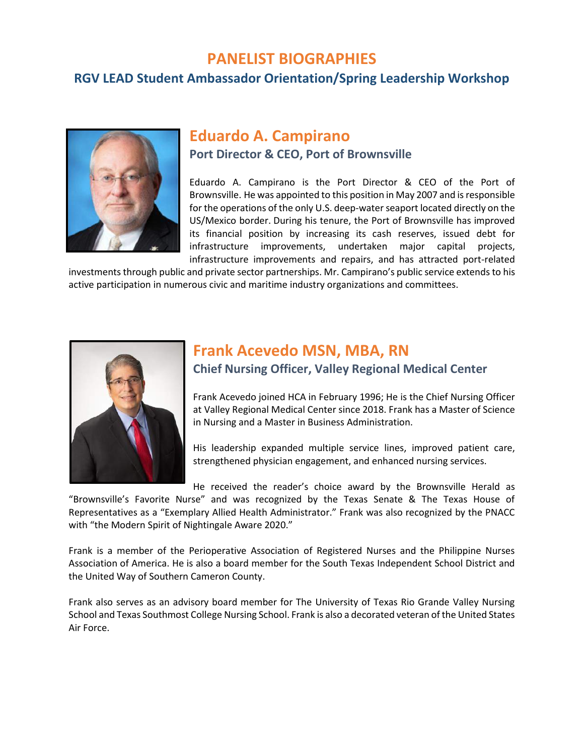# PANELIST BIOGRAPHIES

## RGV LEAD Student Ambassador Orientation/Spring Leadership Workshop

## Eduardo A. Campirano

### Port Director & CEO, Port of Brownsville

Eduardo A. Campirano is the Port Director & CEO of the Port of Brownsville. He was appointed to this position in May 2007 and is responsible for the operations of the only U.S. deep-water seaport located directly on the US/Mexico border. During his tenure, the Port of Brownsville has improved its financial position by increasing its cash reserves, issued debt for infrastructure improvements, undertaken major capital projects, infrastructure improvements and repairs, and has attracted port-related investments through public and private sector partnerships. Mr. Campirano's public service extends to his active participation in numerous civic and maritime industry organizations and committees.

## Frank Acevedo MSN, MBA, RN

### Chief Nursing Officer, Valley Regional Medical Center

Frank Acevedo joined HCA in February 1996; He is the Chief Nursing Officer at Valley Regional Medical Center since 2018. Frank has a Master of Science in Nursing and a Master in Business Administration.

His leadership expanded multiple service lines, improved patient care, strengthened physician engagement, and enhanced nursing services.

He received the reader's choice award by the Brownsville Herald as "Brownsville's Favorite Nurse" and was recognized by the Texas Senate & The Texas House of Representatives as a "Exemplary Allied Health Administrator." Frank was also recognized by the PNACC with "the Modern Spirit of Nightingale Aware 2020."

Frank is a member of the Perioperative Association of Registered Nurses and the Philippine Nurses Association of America. He is also a board member for the South Texas Independent School District and the United Way of Southern Cameron County.

Frank also serves as an advisory board member for The University of Texas Rio Grande Valley Nursing School and Texas Southmost College Nursing School. Frank is also a decorated veteran of the United States Air Force.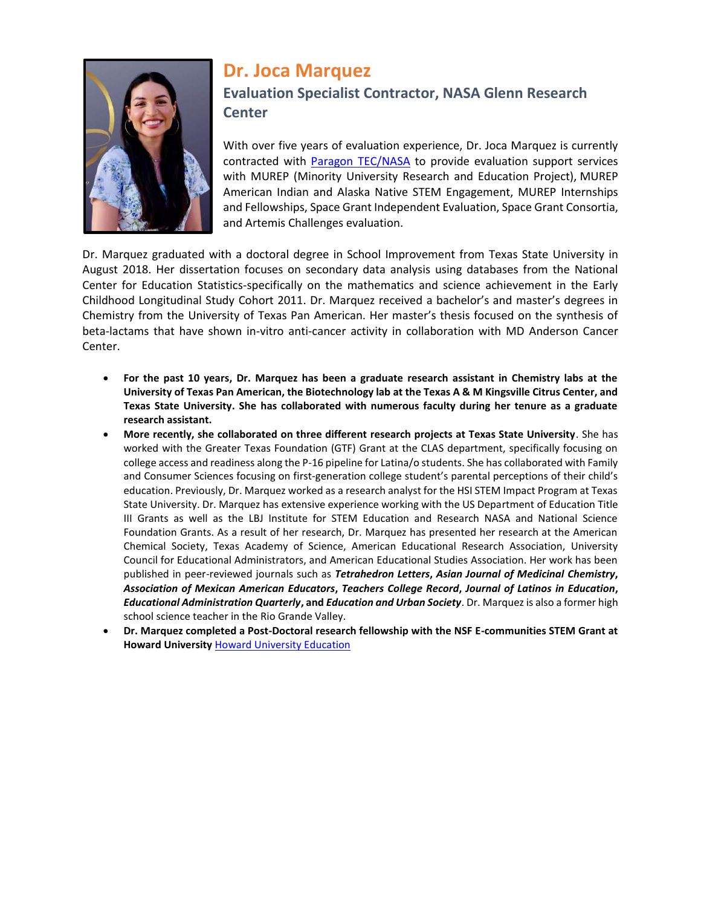# Dr. Joca Marquez

## Evaluation Specialist Contractor, NASA Glenn Research Center

With over five years of evaluation experience, Dr. Joca Marquez is currently contracted with [Paragon TEC/NASA]() to provide evaluation support services with MUREP (Minority University Research and Education Project), MUREP American Indian and Alaska Native STEM Engagement, MUREP Internships and Fellowships, Space Grant Independent Evaluation, Space Grant Consortia, and Artemis Challenges evaluation.

Dr. Marquez graduated with a doctoral degree in School Improvement from Texas State University in August 2018. Her dissertation focuses on secondary data analysis using databases from the National Center for Education Statistics-specifically on the mathematics and science achievement in the Early Childhood Longitudinal Study Cohort 2011. Dr. Marquez received a bachelor's and master's degrees in Chemistry from the University of Texas Pan American. Her master's thesis focused on the synthesis of beta-lactams that have shown in-vitro anti-cancer activity in collaboration with MD Anderson Cancer Center.

- **For the past 10 years, Dr. Marquez has been a graduate research assistant in Chemistry labs at the University of Texas Pan American, the Biotechnology lab at the Texas A & M Kingsville Citrus Center, and Texas State University. She has collaborated with numerous faculty during her tenure as a graduate research assistant.**
- **More recently, she collaborated on three different research projects at Texas State University**. She has worked with the Greater Texas Foundation (GTF) Grant at the CLAS department, specifically focusing on college access and readiness along the P-16 pipeline for Latina/o students. She has collaborated with Family and Consumer Sciences focusing on first-generation college student's parental perceptions of their child's education. Previously, Dr. Marquez worked as a research analyst for the HSI STEM Impact Program at Texas State University. Dr. Marquez has extensive experience working with the US Department of Education Title III Grants as well as the LBJ Institute for STEM Education and Research NASA and National Science Foundation Grants. As a result of her research, Dr. Marquez has presented her research at the American Chemical Society, Texas Academy of Science, American Educational Research Association, University Council for Educational Administrators, and American Educational Studies Association. Her work has been published in peer-reviewed journals such as ***Tetrahedron Letters***, ***Asian Journal of Medicinal Chemistry***, ***Association of Mexican American Educators***, ***Teachers College Record***, ***Journal of Latinos in Education***, ***Educational Administration Quarterly***, **and** ***Education and Urban Society***. Dr. Marquez is also a former high school science teacher in the Rio Grande Valley.
- **Dr. Marquez completed a Post-Doctoral research fellowship with the NSF E-communities STEM Grant at Howard University** [Howard University Education]()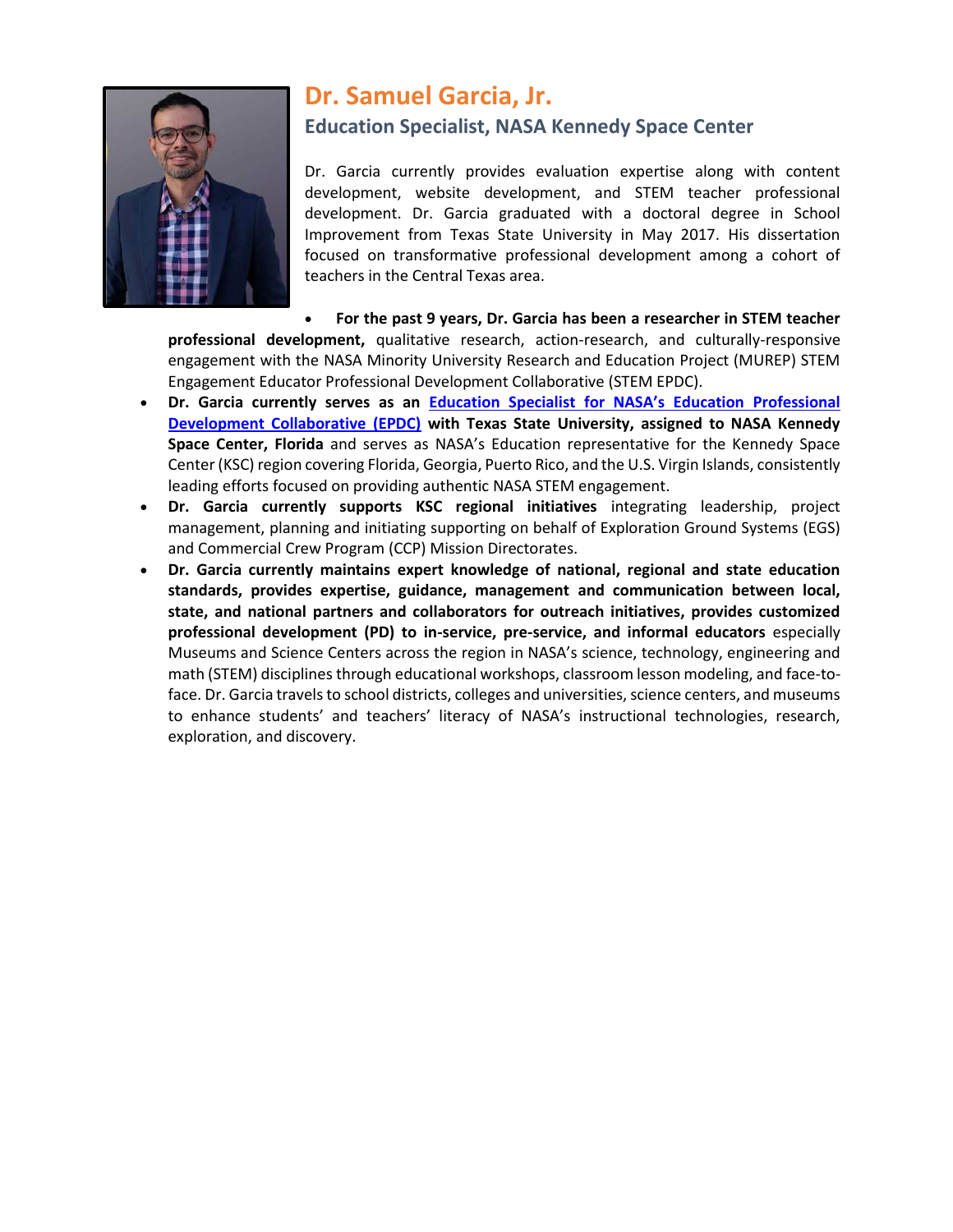# Dr. Samuel Garcia, Jr.

## Education Specialist, NASA Kennedy Space Center

Dr. Garcia currently provides evaluation expertise along with content development, website development, and STEM teacher professional development. Dr. Garcia graduated with a doctoral degree in School Improvement from Texas State University in May 2017. His dissertation focused on transformative professional development among a cohort of teachers in the Central Texas area.

- **For the past 9 years, Dr. Garcia has been a researcher in STEM teacher professional development,** qualitative research, action-research, and culturally-responsive engagement with the NASA Minority University Research and Education Project (MUREP) STEM Engagement Educator Professional Development Collaborative (STEM EPDC).
- **Dr. Garcia currently serves as an Education Specialist for NASA's Education Professional Development Collaborative (EPDC) with Texas State University, assigned to NASA Kennedy Space Center, Florida** and serves as NASA's Education representative for the Kennedy Space Center (KSC) region covering Florida, Georgia, Puerto Rico, and the U.S. Virgin Islands, consistently leading efforts focused on providing authentic NASA STEM engagement.
- **Dr. Garcia currently supports KSC regional initiatives** integrating leadership, project management, planning and initiating supporting on behalf of Exploration Ground Systems (EGS) and Commercial Crew Program (CCP) Mission Directorates.
- **Dr. Garcia currently maintains expert knowledge of national, regional and state education standards, provides expertise, guidance, management and communication between local, state, and national partners and collaborators for outreach initiatives, provides customized professional development (PD) to in-service, pre-service, and informal educators** especially Museums and Science Centers across the region in NASA's science, technology, engineering and math (STEM) disciplines through educational workshops, classroom lesson modeling, and face-to-face. Dr. Garcia travels to school districts, colleges and universities, science centers, and museums to enhance students' and teachers' literacy of NASA's instructional technologies, research, exploration, and discovery.